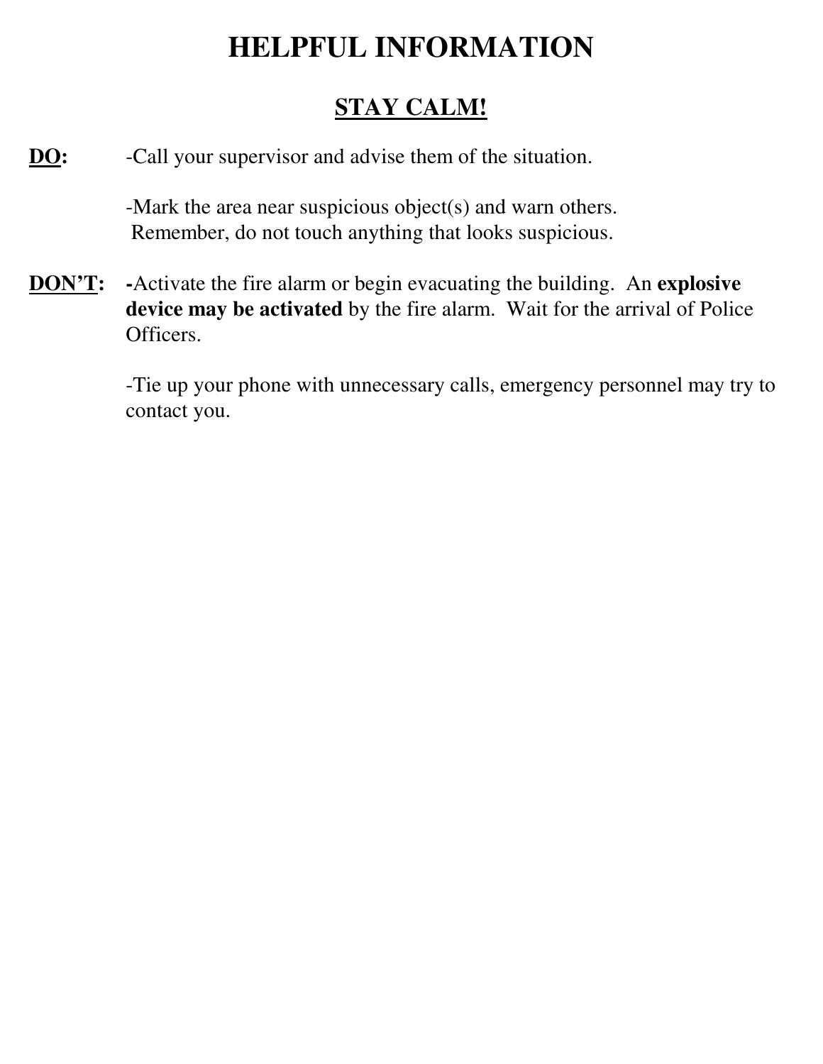# HELPFUL INFORMATION

## STAY CALM!

**DO:**

-Call your supervisor and advise them of the situation.

-Mark the area near suspicious object(s) and warn others. Remember, do not touch anything that looks suspicious.

**DON'T:**

-Activate the fire alarm or begin evacuating the building. An **explosive device may be activated** by the fire alarm. Wait for the arrival of Police Officers.

-Tie up your phone with unnecessary calls, emergency personnel may try to contact you.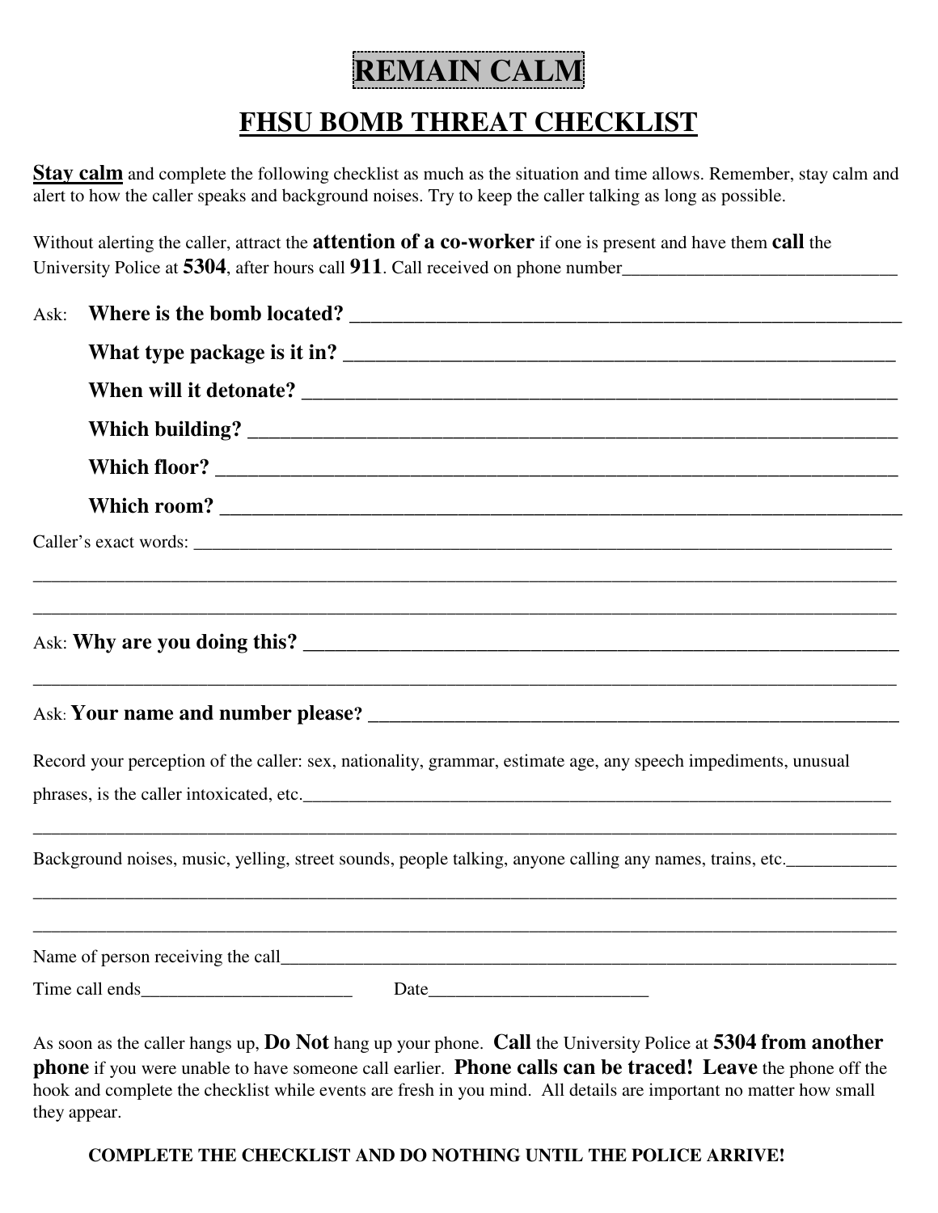# REMAIN CALM

## FHSU BOMB THREAT CHECKLIST

**Stay calm** and complete the following checklist as much as the situation and time allows. Remember, stay calm and alert to how the caller speaks and background noises. Try to keep the caller talking as long as possible.

Without alerting the caller, attract the **attention of a co-worker** if one is present and have them **call** the University Police at **5304**, after hours call **911**. Call received on phone number______________________________

Ask: **Where is the bomb located?** ________________________________________________

**What type package is it in?** ______________________________________________

**When will it detonate?** _________________________________________________

**Which building?** ______________________________________________________

**Which floor?** _________________________________________________________

**Which room?** _________________________________________________________

Caller's exact words: ____________________________________________________________________

_____________________________________________________________________________________

_____________________________________________________________________________________

Ask: **Why are you doing this?** ___________________________________________________

_____________________________________________________________________________________

Ask: **Your name and number please?** ________________________________________________

Record your perception of the caller: sex, nationality, grammar, estimate age, any speech impediments, unusual phrases, is the caller intoxicated, etc.__________________________________________________________

_____________________________________________________________________________________

Background noises, music, yelling, street sounds, people talking, anyone calling any names, trains, etc.____________

_____________________________________________________________________________________

_____________________________________________________________________________________

Name of person receiving the call____________________________________________________________

Time call ends_______________________ Date________________________

As soon as the caller hangs up, **Do Not** hang up your phone. **Call** the University Police at **5304 from another phone** if you were unable to have someone call earlier. **Phone calls can be traced! Leave** the phone off the hook and complete the checklist while events are fresh in you mind. All details are important no matter how small they appear.

**COMPLETE THE CHECKLIST AND DO NOTHING UNTIL THE POLICE ARRIVE!**